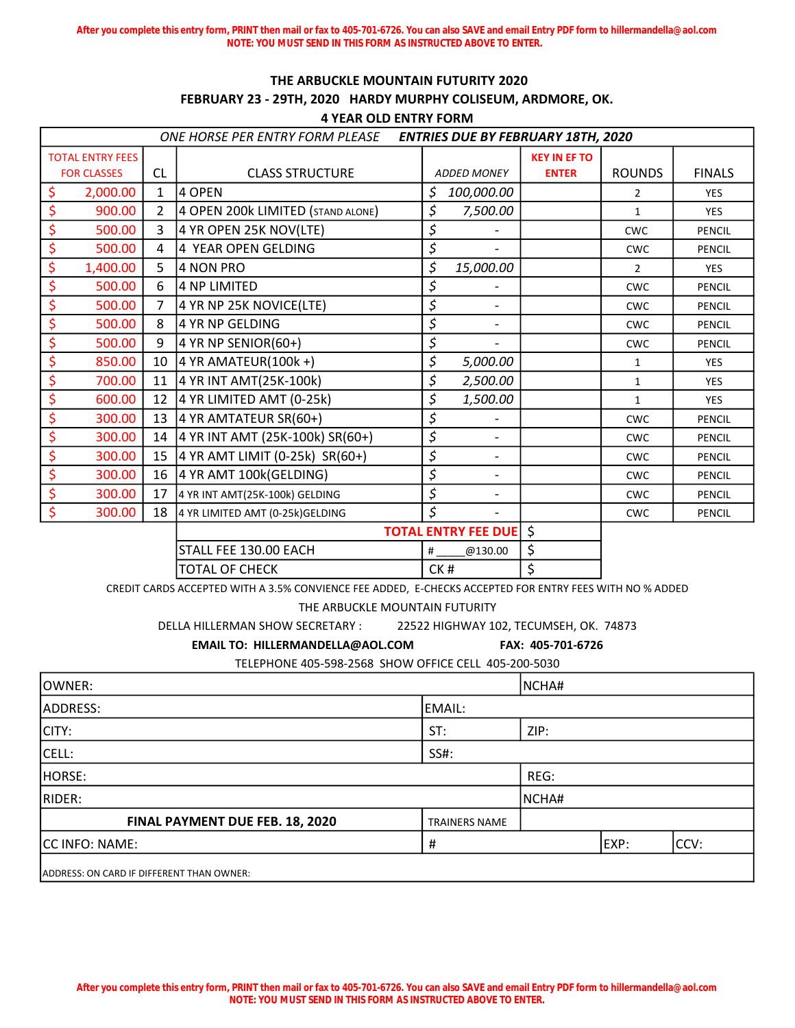After you complete this entry form, PRINT then mail or fax to 405-701-6726. You can also SAVE and email Entry PDF form to hillermandella@aol.com
NOTE: YOU MUST SEND IN THIS FORM AS INSTRUCTED ABOVE TO ENTER.

## THE ARBUCKLE MOUNTAIN FUTURITY 2020

## FEBRUARY 23 - 29TH, 2020 HARDY MURPHY COLISEUM, ARDMORE, OK.

## 4 YEAR OLD ENTRY FORM

*ONE HORSE PER ENTRY FORM PLEASE* ***ENTRIES DUE BY FEBRUARY 18TH, 2020***

| TOTAL ENTRY FEES FOR CLASSES | CL | CLASS STRUCTURE | ADDED MONEY | KEY IN EF TO ENTER | ROUNDS | FINALS |
|---|---|---|---|---|---|---|
| $ 2,000.00 | 1 | 4 OPEN | $ 100,000.00 | | 2 | YES |
| $ 900.00 | 2 | 4 OPEN 200k LIMITED (STAND ALONE) | $ 7,500.00 | | 1 | YES |
| $ 500.00 | 3 | 4 YR OPEN 25K NOV(LTE) | $ - | | CWC | PENCIL |
| $ 500.00 | 4 | 4 YEAR OPEN GELDING | $ - | | CWC | PENCIL |
| $ 1,400.00 | 5 | 4 NON PRO | $ 15,000.00 | | 2 | YES |
| $ 500.00 | 6 | 4 NP LIMITED | $ - | | CWC | PENCIL |
| $ 500.00 | 7 | 4 YR NP 25K NOVICE(LTE) | $ - | | CWC | PENCIL |
| $ 500.00 | 8 | 4 YR NP GELDING | $ - | | CWC | PENCIL |
| $ 500.00 | 9 | 4 YR NP SENIOR(60+) | $ - | | CWC | PENCIL |
| $ 850.00 | 10 | 4 YR AMATEUR(100k +) | $ 5,000.00 | | 1 | YES |
| $ 700.00 | 11 | 4 YR INT AMT(25K-100k) | $ 2,500.00 | | 1 | YES |
| $ 600.00 | 12 | 4 YR LIMITED AMT (0-25k) | $ 1,500.00 | | 1 | YES |
| $ 300.00 | 13 | 4 YR AMTATEUR SR(60+) | $ - | | CWC | PENCIL |
| $ 300.00 | 14 | 4 YR INT AMT (25K-100k) SR(60+) | $ - | | CWC | PENCIL |
| $ 300.00 | 15 | 4 YR AMT LIMIT (0-25k) SR(60+) | $ - | | CWC | PENCIL |
| $ 300.00 | 16 | 4 YR AMT 100k(GELDING) | $ - | | CWC | PENCIL |
| $ 300.00 | 17 | 4 YR INT AMT(25K-100k) GELDING | $ - | | CWC | PENCIL |
| $ 300.00 | 18 | 4 YR LIMITED AMT (0-25k)GELDING | $ - | | CWC | PENCIL |
| | | | TOTAL ENTRY FEE DUE | $ | | |
| | | STALL FEE 130.00 EACH | # _____@130.00 | $ | | |
| | | TOTAL OF CHECK | CK # | $ | | |

CREDIT CARDS ACCEPTED WITH A 3.5% CONVIENCE FEE ADDED, E-CHECKS ACCEPTED FOR ENTRY FEES WITH NO % ADDED

THE ARBUCKLE MOUNTAIN FUTURITY

DELLA HILLERMAN SHOW SECRETARY : 22522 HIGHWAY 102, TECUMSEH, OK. 74873

**EMAIL TO: HILLERMANDELLA@AOL.COM** **FAX: 405-701-6726**

TELEPHONE 405-598-2568 SHOW OFFICE CELL 405-200-5030

| | | | | |
|---|---|---|---|---|
| OWNER: | | NCHA# | | |
| ADDRESS: | EMAIL: | | | |
| CITY: | ST: | ZIP: | | |
| CELL: | SS#: | | | |
| HORSE: | | REG: | | |
| RIDER: | | NCHA# | | |
| **FINAL PAYMENT DUE FEB. 18, 2020** | TRAINERS NAME | | | |
| CC INFO: NAME: | # | | EXP: | CCV: |
| ADDRESS: ON CARD IF DIFFERENT THAN OWNER: | | | | |

After you complete this entry form, PRINT then mail or fax to 405-701-6726. You can also SAVE and email Entry PDF form to hillermandella@aol.com
NOTE: YOU MUST SEND IN THIS FORM AS INSTRUCTED ABOVE TO ENTER.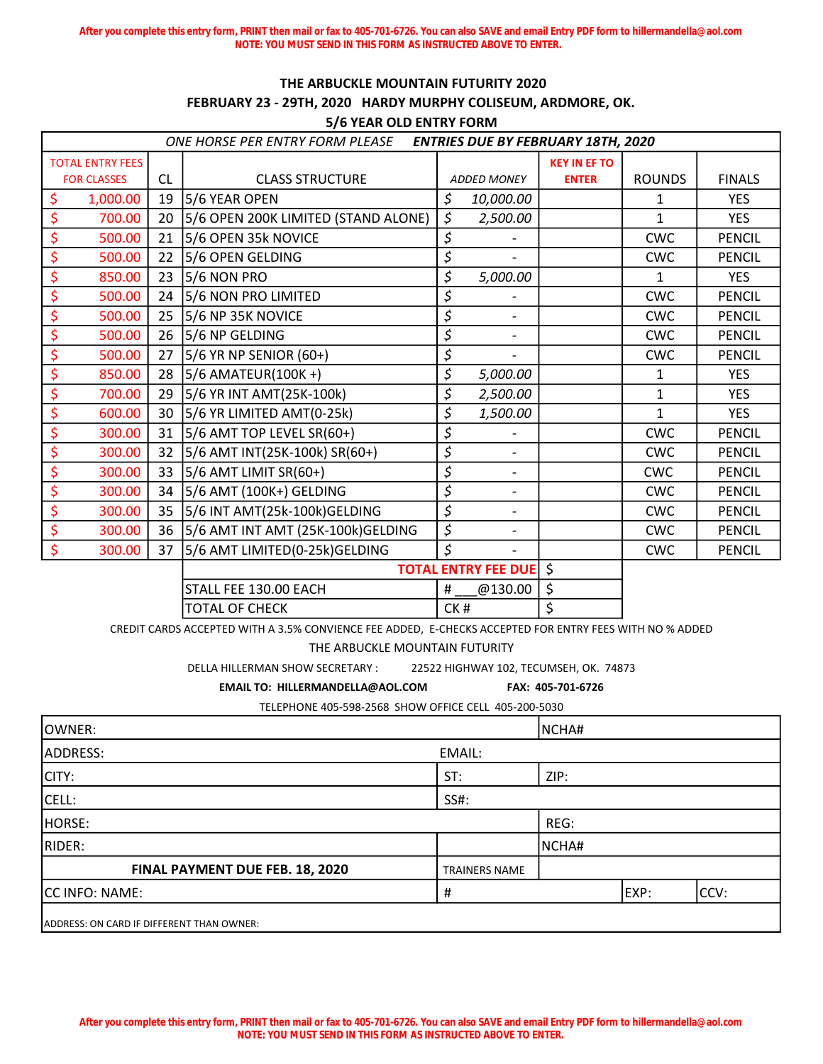After you complete this entry form, PRINT then mail or fax to 405-701-6726. You can also SAVE and email Entry PDF form to hillermandella@aol.com
NOTE: YOU MUST SEND IN THIS FORM AS INSTRUCTED ABOVE TO ENTER.

## THE ARBUCKLE MOUNTAIN FUTURITY 2020
## FEBRUARY 23 - 29TH, 2020 HARDY MURPHY COLISEUM, ARDMORE, OK.
## 5/6 YEAR OLD ENTRY FORM

*ONE HORSE PER ENTRY FORM PLEASE* ***ENTRIES DUE BY FEBRUARY 18TH, 2020***

| TOTAL ENTRY FEES FOR CLASSES | CL | CLASS STRUCTURE | ADDED MONEY | KEY IN EF TO ENTER | ROUNDS | FINALS |
|---|---|---|---|---|---|---|
| $ 1,000.00 | 19 | 5/6 YEAR OPEN | $ 10,000.00 | | 1 | YES |
| $ 700.00 | 20 | 5/6 OPEN 200K LIMITED (STAND ALONE) | $ 2,500.00 | | 1 | YES |
| $ 500.00 | 21 | 5/6 OPEN 35k NOVICE | $ - | | CWC | PENCIL |
| $ 500.00 | 22 | 5/6 OPEN GELDING | $ - | | CWC | PENCIL |
| $ 850.00 | 23 | 5/6 NON PRO | $ 5,000.00 | | 1 | YES |
| $ 500.00 | 24 | 5/6 NON PRO LIMITED | $ - | | CWC | PENCIL |
| $ 500.00 | 25 | 5/6 NP 35K NOVICE | $ - | | CWC | PENCIL |
| $ 500.00 | 26 | 5/6 NP GELDING | $ - | | CWC | PENCIL |
| $ 500.00 | 27 | 5/6 YR NP SENIOR (60+) | $ - | | CWC | PENCIL |
| $ 850.00 | 28 | 5/6 AMATEUR(100K +) | $ 5,000.00 | | 1 | YES |
| $ 700.00 | 29 | 5/6 YR INT AMT(25K-100k) | $ 2,500.00 | | 1 | YES |
| $ 600.00 | 30 | 5/6 YR LIMITED AMT(0-25k) | $ 1,500.00 | | 1 | YES |
| $ 300.00 | 31 | 5/6 AMT TOP LEVEL SR(60+) | $ - | | CWC | PENCIL |
| $ 300.00 | 32 | 5/6 AMT INT(25K-100k) SR(60+) | $ - | | CWC | PENCIL |
| $ 300.00 | 33 | 5/6 AMT LIMIT SR(60+) | $ - | | CWC | PENCIL |
| $ 300.00 | 34 | 5/6 AMT (100K+) GELDING | $ - | | CWC | PENCIL |
| $ 300.00 | 35 | 5/6 INT AMT(25k-100k)GELDING | $ - | | CWC | PENCIL |
| $ 300.00 | 36 | 5/6 AMT INT AMT (25K-100k)GELDING | $ - | | CWC | PENCIL |
| $ 300.00 | 37 | 5/6 AMT LIMITED(0-25k)GELDING | $ - | | CWC | PENCIL |
| | | | TOTAL ENTRY FEE DUE | $ | | |
| | | STALL FEE 130.00 EACH | # ___@130.00 | $ | | |
| | | TOTAL OF CHECK | CK # | $ | | |

CREDIT CARDS ACCEPTED WITH A 3.5% CONVIENCE FEE ADDED, E-CHECKS ACCEPTED FOR ENTRY FEES WITH NO % ADDED

THE ARBUCKLE MOUNTAIN FUTURITY

DELLA HILLERMAN SHOW SECRETARY : 22522 HIGHWAY 102, TECUMSEH, OK. 74873

**EMAIL TO: HILLERMANDELLA@AOL.COM** **FAX: 405-701-6726**

TELEPHONE 405-598-2568 SHOW OFFICE CELL 405-200-5030

| | | | | |
|---|---|---|---|---|
| OWNER: | | NCHA# | | |
| ADDRESS: | EMAIL: | | | |
| CITY: | ST: | ZIP: | | |
| CELL: | SS#: | | | |
| HORSE: | | REG: | | |
| RIDER: | | NCHA# | | |
| **FINAL PAYMENT DUE FEB. 18, 2020** | TRAINERS NAME | | | |
| CC INFO: NAME: | # | | EXP: | CCV: |
| ADDRESS: ON CARD IF DIFFERENT THAN OWNER: | | | | |

After you complete this entry form, PRINT then mail or fax to 405-701-6726. You can also SAVE and email Entry PDF form to hillermandella@aol.com
NOTE: YOU MUST SEND IN THIS FORM AS INSTRUCTED ABOVE TO ENTER.